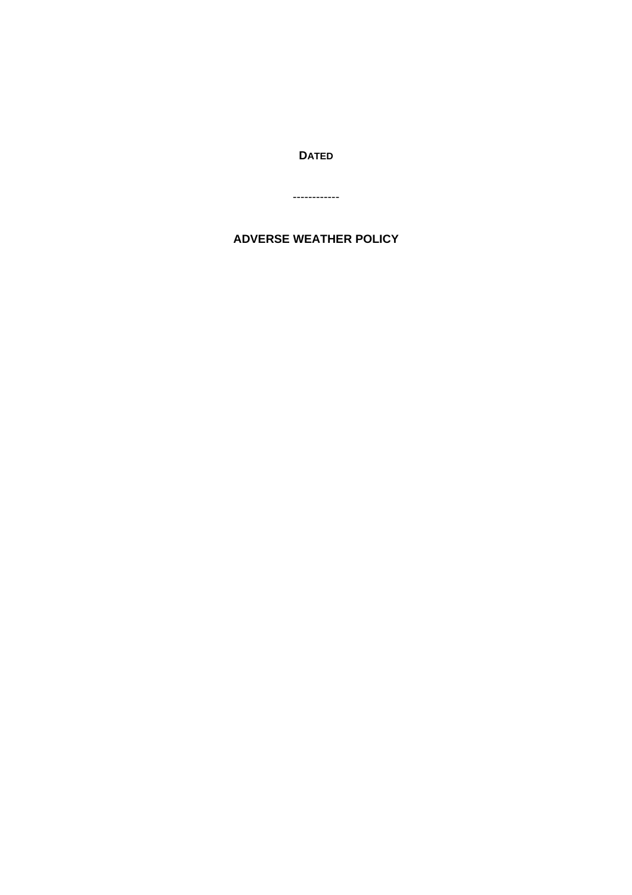**DATED**

------------

# ADVERSE WEATHER POLICY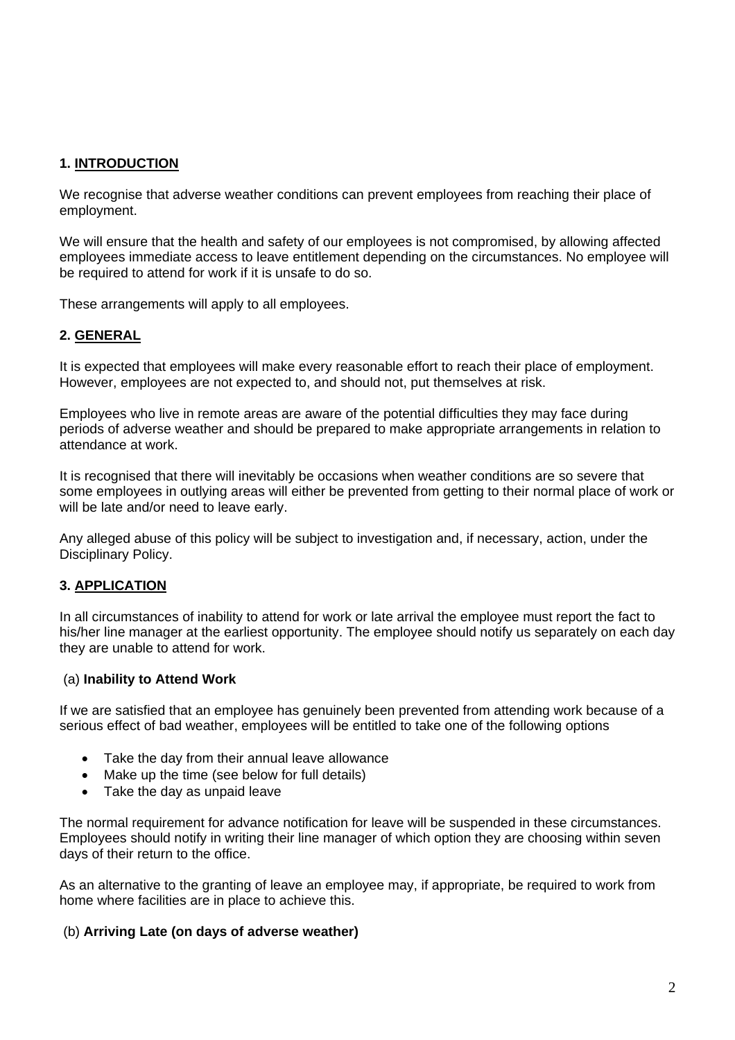## 1. <u>INTRODUCTION</u>

We recognise that adverse weather conditions can prevent employees from reaching their place of employment.

We will ensure that the health and safety of our employees is not compromised, by allowing affected employees immediate access to leave entitlement depending on the circumstances. No employee will be required to attend for work if it is unsafe to do so.

These arrangements will apply to all employees.

## 2. <u>GENERAL</u>

It is expected that employees will make every reasonable effort to reach their place of employment. However, employees are not expected to, and should not, put themselves at risk.

Employees who live in remote areas are aware of the potential difficulties they may face during periods of adverse weather and should be prepared to make appropriate arrangements in relation to attendance at work.

It is recognised that there will inevitably be occasions when weather conditions are so severe that some employees in outlying areas will either be prevented from getting to their normal place of work or will be late and/or need to leave early.

Any alleged abuse of this policy will be subject to investigation and, if necessary, action, under the Disciplinary Policy.

## 3. <u>APPLICATION</u>

In all circumstances of inability to attend for work or late arrival the employee must report the fact to his/her line manager at the earliest opportunity. The employee should notify us separately on each day they are unable to attend for work.

### (a) **Inability to Attend Work**

If we are satisfied that an employee has genuinely been prevented from attending work because of a serious effect of bad weather, employees will be entitled to take one of the following options

- Take the day from their annual leave allowance
- Make up the time (see below for full details)
- Take the day as unpaid leave

The normal requirement for advance notification for leave will be suspended in these circumstances. Employees should notify in writing their line manager of which option they are choosing within seven days of their return to the office.

As an alternative to the granting of leave an employee may, if appropriate, be required to work from home where facilities are in place to achieve this.

### (b) **Arriving Late (on days of adverse weather)**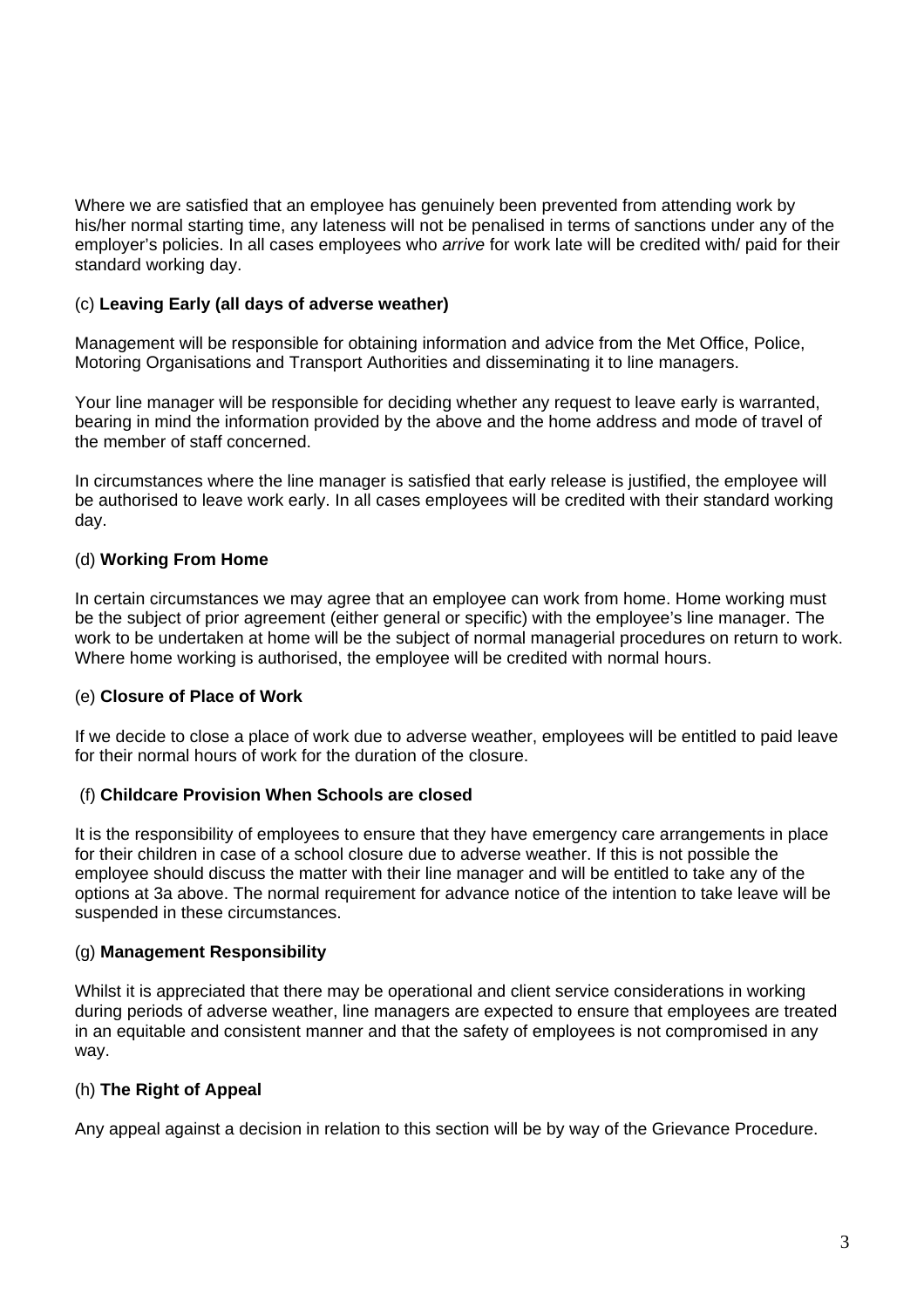Where we are satisfied that an employee has genuinely been prevented from attending work by his/her normal starting time, any lateness will not be penalised in terms of sanctions under any of the employer's policies. In all cases employees who *arrive* for work late will be credited with/ paid for their standard working day.

(c) **Leaving Early (all days of adverse weather)**

Management will be responsible for obtaining information and advice from the Met Office, Police, Motoring Organisations and Transport Authorities and disseminating it to line managers.

Your line manager will be responsible for deciding whether any request to leave early is warranted, bearing in mind the information provided by the above and the home address and mode of travel of the member of staff concerned.

In circumstances where the line manager is satisfied that early release is justified, the employee will be authorised to leave work early. In all cases employees will be credited with their standard working day.

(d) **Working From Home**

In certain circumstances we may agree that an employee can work from home. Home working must be the subject of prior agreement (either general or specific) with the employee's line manager. The work to be undertaken at home will be the subject of normal managerial procedures on return to work. Where home working is authorised, the employee will be credited with normal hours.

(e) **Closure of Place of Work**

If we decide to close a place of work due to adverse weather, employees will be entitled to paid leave for their normal hours of work for the duration of the closure.

(f) **Childcare Provision When Schools are closed**

It is the responsibility of employees to ensure that they have emergency care arrangements in place for their children in case of a school closure due to adverse weather. If this is not possible the employee should discuss the matter with their line manager and will be entitled to take any of the options at 3a above. The normal requirement for advance notice of the intention to take leave will be suspended in these circumstances.

(g) **Management Responsibility**

Whilst it is appreciated that there may be operational and client service considerations in working during periods of adverse weather, line managers are expected to ensure that employees are treated in an equitable and consistent manner and that the safety of employees is not compromised in any way.

(h) **The Right of Appeal**

Any appeal against a decision in relation to this section will be by way of the Grievance Procedure.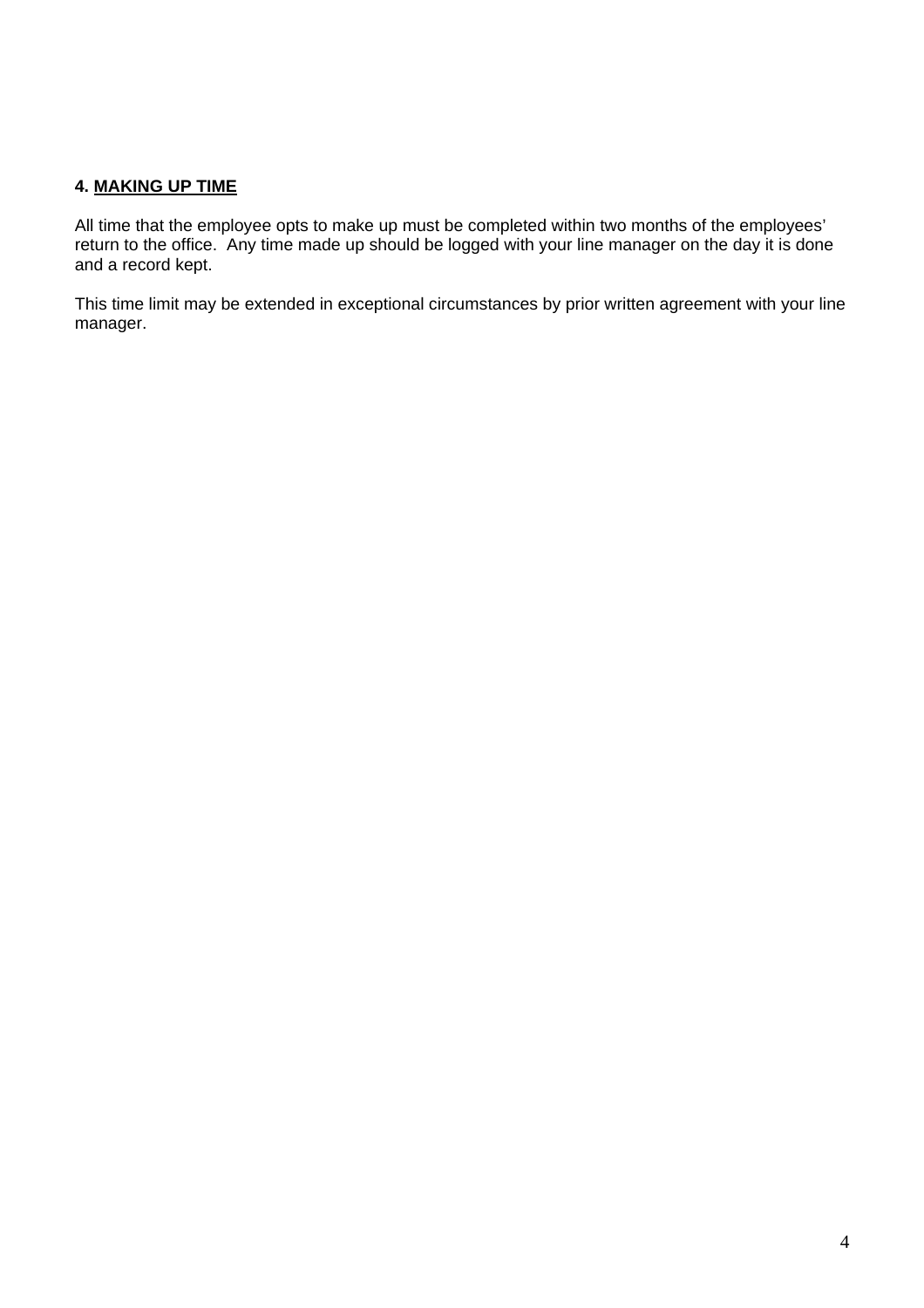**4. MAKING UP TIME**

All time that the employee opts to make up must be completed within two months of the employees' return to the office. Any time made up should be logged with your line manager on the day it is done and a record kept.

This time limit may be extended in exceptional circumstances by prior written agreement with your line manager.